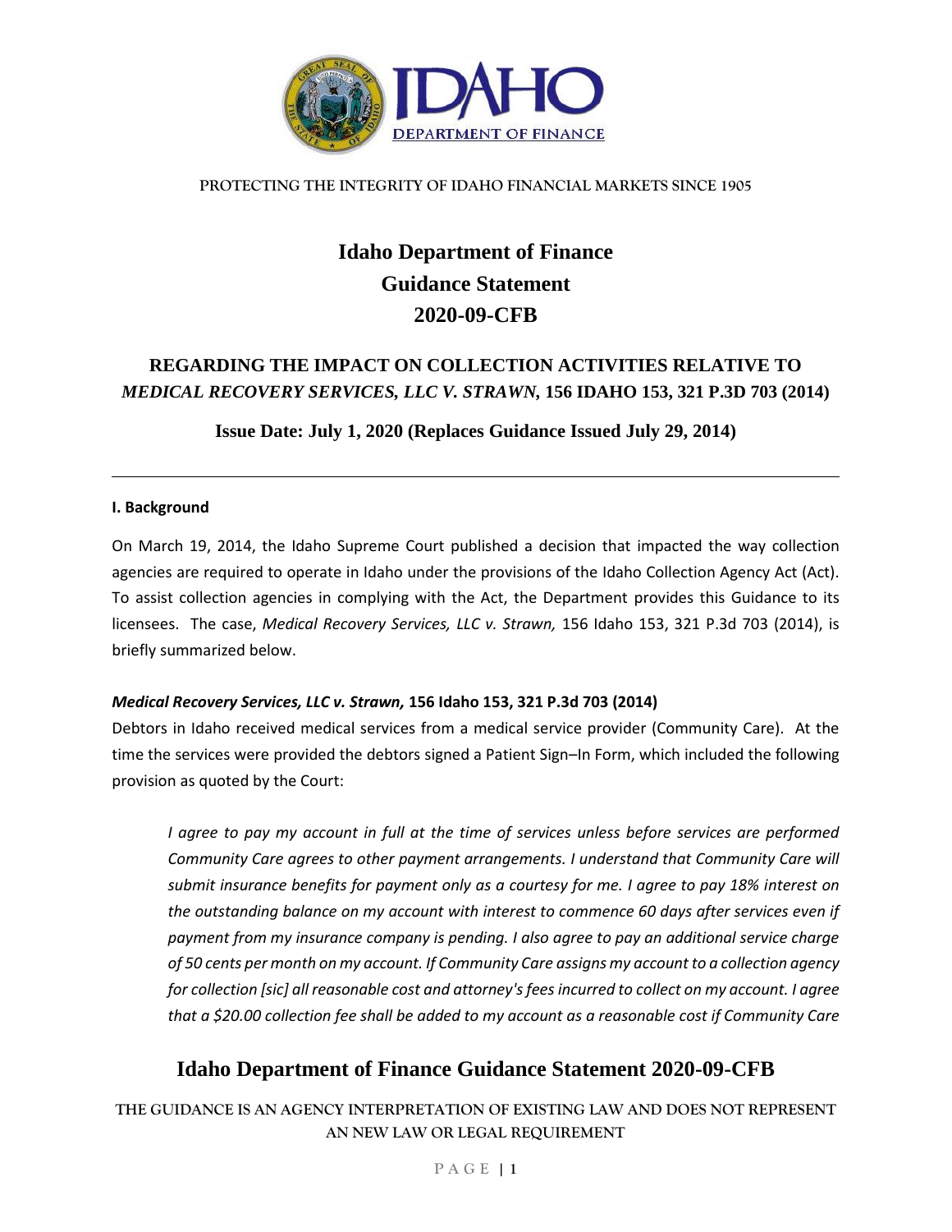PROTECTING THE INTEGRITY OF IDAHO FINANCIAL MARKETS SINCE 1905

# Idaho Department of Finance Guidance Statement 2020-09-CFB

## REGARDING THE IMPACT ON COLLECTION ACTIVITIES RELATIVE TO *MEDICAL RECOVERY SERVICES, LLC V. STRAWN*, 156 IDAHO 153, 321 P.3D 703 (2014)

**Issue Date: July 1, 2020 (Replaces Guidance Issued July 29, 2014)**

---

### I. Background

On March 19, 2014, the Idaho Supreme Court published a decision that impacted the way collection agencies are required to operate in Idaho under the provisions of the Idaho Collection Agency Act (Act). To assist collection agencies in complying with the Act, the Department provides this Guidance to its licensees. The case, *Medical Recovery Services, LLC v. Strawn,* 156 Idaho 153, 321 P.3d 703 (2014), is briefly summarized below.

#### *Medical Recovery Services, LLC v. Strawn,* 156 Idaho 153, 321 P.3d 703 (2014)

Debtors in Idaho received medical services from a medical service provider (Community Care). At the time the services were provided the debtors signed a Patient Sign–In Form, which included the following provision as quoted by the Court:

> *I agree to pay my account in full at the time of services unless before services are performed Community Care agrees to other payment arrangements. I understand that Community Care will submit insurance benefits for payment only as a courtesy for me. I agree to pay 18% interest on the outstanding balance on my account with interest to commence 60 days after services even if payment from my insurance company is pending. I also agree to pay an additional service charge of 50 cents per month on my account. If Community Care assigns my account to a collection agency for collection [sic] all reasonable cost and attorney's fees incurred to collect on my account. I agree that a $20.00 collection fee shall be added to my account as a reasonable cost if Community Care*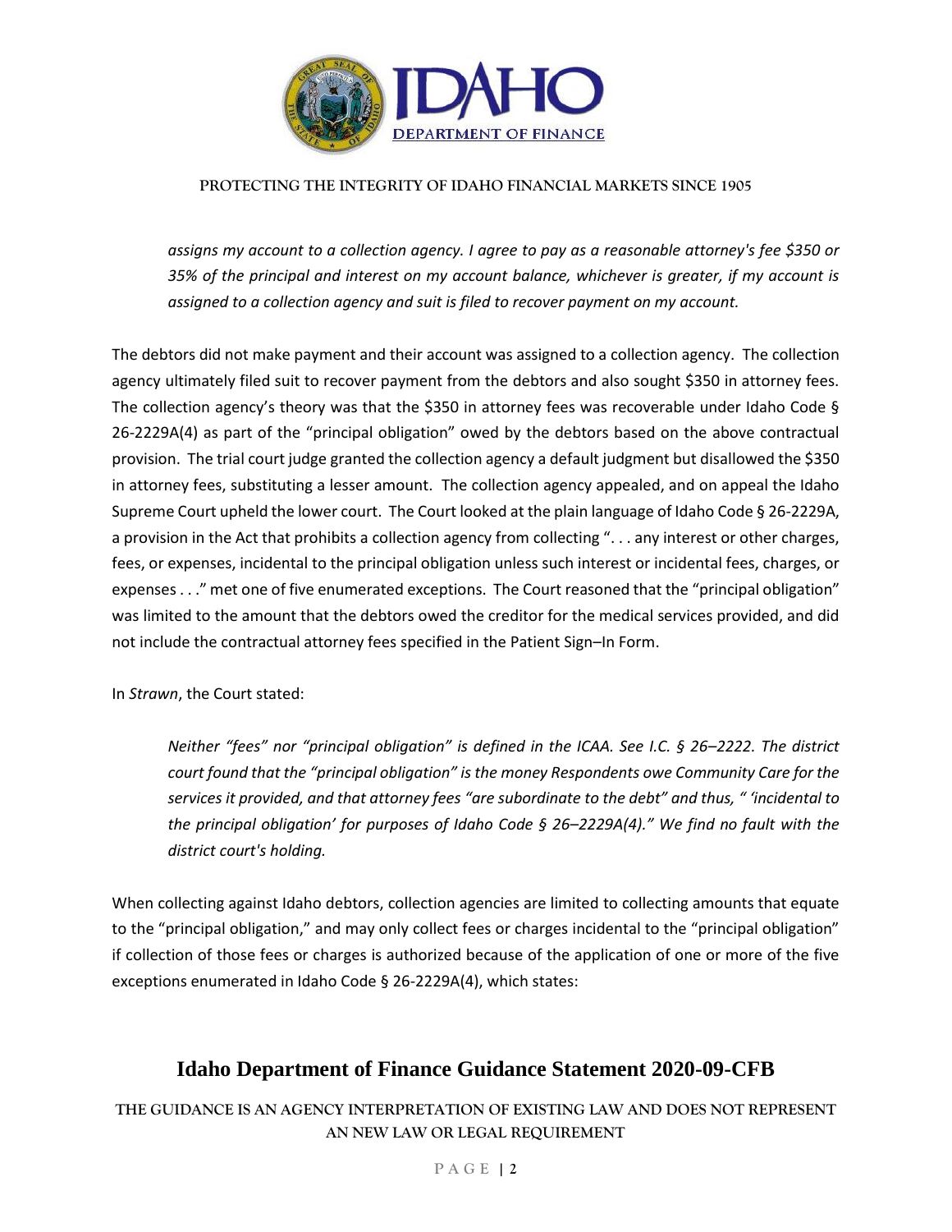*assigns my account to a collection agency. I agree to pay as a reasonable attorney's fee $350 or 35% of the principal and interest on my account balance, whichever is greater, if my account is assigned to a collection agency and suit is filed to recover payment on my account.*

The debtors did not make payment and their account was assigned to a collection agency. The collection agency ultimately filed suit to recover payment from the debtors and also sought $350 in attorney fees. The collection agency's theory was that the $350 in attorney fees was recoverable under Idaho Code § 26-2229A(4) as part of the "principal obligation" owed by the debtors based on the above contractual provision. The trial court judge granted the collection agency a default judgment but disallowed the $350 in attorney fees, substituting a lesser amount. The collection agency appealed, and on appeal the Idaho Supreme Court upheld the lower court. The Court looked at the plain language of Idaho Code § 26-2229A, a provision in the Act that prohibits a collection agency from collecting ". . . any interest or other charges, fees, or expenses, incidental to the principal obligation unless such interest or incidental fees, charges, or expenses . . ." met one of five enumerated exceptions. The Court reasoned that the "principal obligation" was limited to the amount that the debtors owed the creditor for the medical services provided, and did not include the contractual attorney fees specified in the Patient Sign–In Form.

In *Strawn*, the Court stated:

*Neither "fees" nor "principal obligation" is defined in the ICAA. See I.C. § 26–2222. The district court found that the "principal obligation" is the money Respondents owe Community Care for the services it provided, and that attorney fees "are subordinate to the debt" and thus, " 'incidental to the principal obligation' for purposes of Idaho Code § 26–2229A(4)." We find no fault with the district court's holding.*

When collecting against Idaho debtors, collection agencies are limited to collecting amounts that equate to the "principal obligation," and may only collect fees or charges incidental to the "principal obligation" if collection of those fees or charges is authorized because of the application of one or more of the five exceptions enumerated in Idaho Code § 26-2229A(4), which states: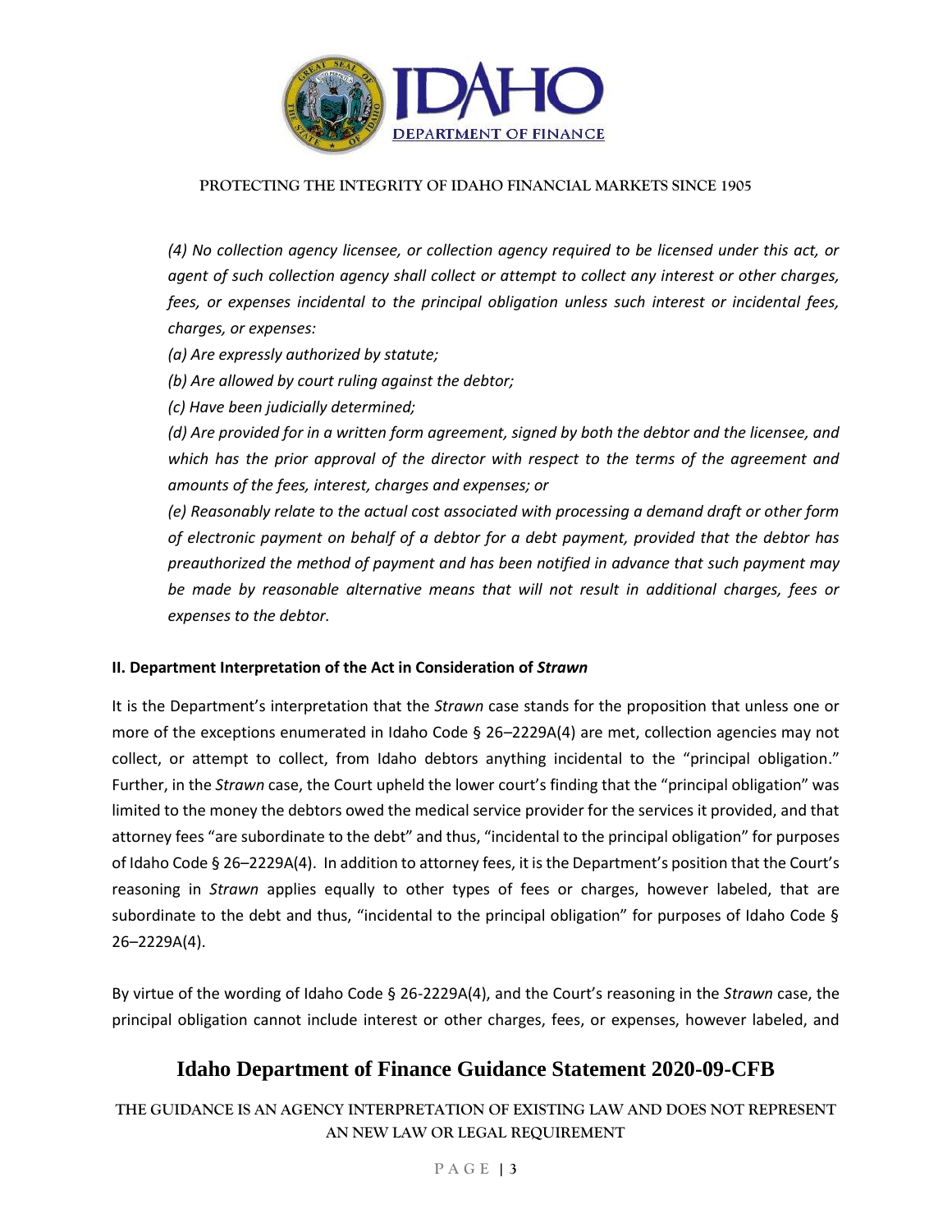*(4) No collection agency licensee, or collection agency required to be licensed under this act, or agent of such collection agency shall collect or attempt to collect any interest or other charges, fees, or expenses incidental to the principal obligation unless such interest or incidental fees, charges, or expenses:*

*(a) Are expressly authorized by statute;*

*(b) Are allowed by court ruling against the debtor;*

*(c) Have been judicially determined;*

*(d) Are provided for in a written form agreement, signed by both the debtor and the licensee, and which has the prior approval of the director with respect to the terms of the agreement and amounts of the fees, interest, charges and expenses; or*

*(e) Reasonably relate to the actual cost associated with processing a demand draft or other form of electronic payment on behalf of a debtor for a debt payment, provided that the debtor has preauthorized the method of payment and has been notified in advance that such payment may be made by reasonable alternative means that will not result in additional charges, fees or expenses to the debtor.*

**II. Department Interpretation of the Act in Consideration of *Strawn***

It is the Department's interpretation that the *Strawn* case stands for the proposition that unless one or more of the exceptions enumerated in Idaho Code § 26–2229A(4) are met, collection agencies may not collect, or attempt to collect, from Idaho debtors anything incidental to the "principal obligation." Further, in the *Strawn* case, the Court upheld the lower court's finding that the "principal obligation" was limited to the money the debtors owed the medical service provider for the services it provided, and that attorney fees "are subordinate to the debt" and thus, "incidental to the principal obligation" for purposes of Idaho Code § 26–2229A(4). In addition to attorney fees, it is the Department's position that the Court's reasoning in *Strawn* applies equally to other types of fees or charges, however labeled, that are subordinate to the debt and thus, "incidental to the principal obligation" for purposes of Idaho Code § 26–2229A(4).

By virtue of the wording of Idaho Code § 26-2229A(4), and the Court's reasoning in the *Strawn* case, the principal obligation cannot include interest or other charges, fees, or expenses, however labeled, and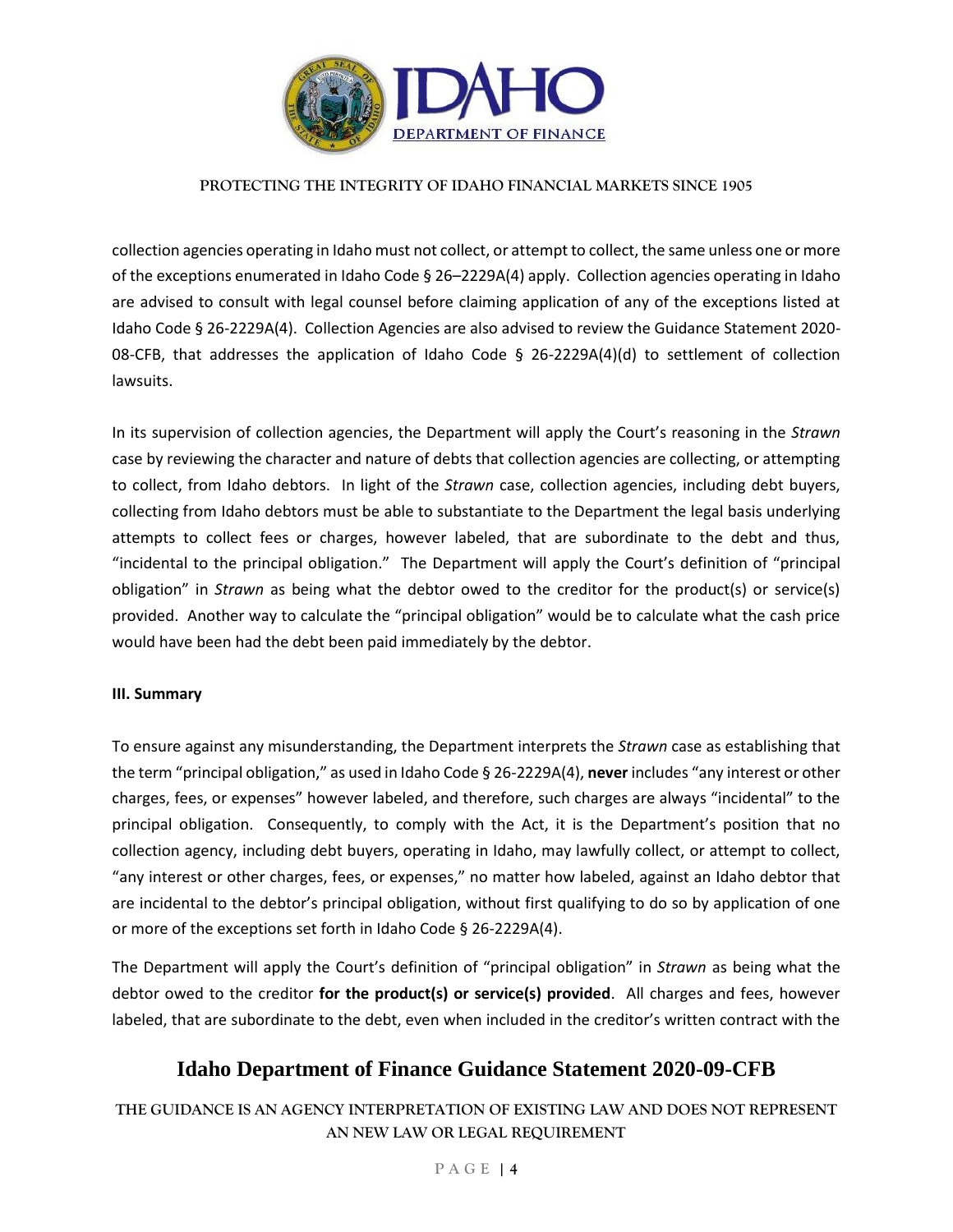collection agencies operating in Idaho must not collect, or attempt to collect, the same unless one or more of the exceptions enumerated in Idaho Code § 26–2229A(4) apply. Collection agencies operating in Idaho are advised to consult with legal counsel before claiming application of any of the exceptions listed at Idaho Code § 26-2229A(4). Collection Agencies are also advised to review the Guidance Statement 2020-08-CFB, that addresses the application of Idaho Code § 26-2229A(4)(d) to settlement of collection lawsuits.

In its supervision of collection agencies, the Department will apply the Court's reasoning in the *Strawn* case by reviewing the character and nature of debts that collection agencies are collecting, or attempting to collect, from Idaho debtors. In light of the *Strawn* case, collection agencies, including debt buyers, collecting from Idaho debtors must be able to substantiate to the Department the legal basis underlying attempts to collect fees or charges, however labeled, that are subordinate to the debt and thus, "incidental to the principal obligation." The Department will apply the Court's definition of "principal obligation" in *Strawn* as being what the debtor owed to the creditor for the product(s) or service(s) provided. Another way to calculate the "principal obligation" would be to calculate what the cash price would have been had the debt been paid immediately by the debtor.

### III. Summary

To ensure against any misunderstanding, the Department interprets the *Strawn* case as establishing that the term "principal obligation," as used in Idaho Code § 26-2229A(4), **never** includes "any interest or other charges, fees, or expenses" however labeled, and therefore, such charges are always "incidental" to the principal obligation. Consequently, to comply with the Act, it is the Department's position that no collection agency, including debt buyers, operating in Idaho, may lawfully collect, or attempt to collect, "any interest or other charges, fees, or expenses," no matter how labeled, against an Idaho debtor that are incidental to the debtor's principal obligation, without first qualifying to do so by application of one or more of the exceptions set forth in Idaho Code § 26-2229A(4).

The Department will apply the Court's definition of "principal obligation" in *Strawn* as being what the debtor owed to the creditor **for the product(s) or service(s) provided**. All charges and fees, however labeled, that are subordinate to the debt, even when included in the creditor's written contract with the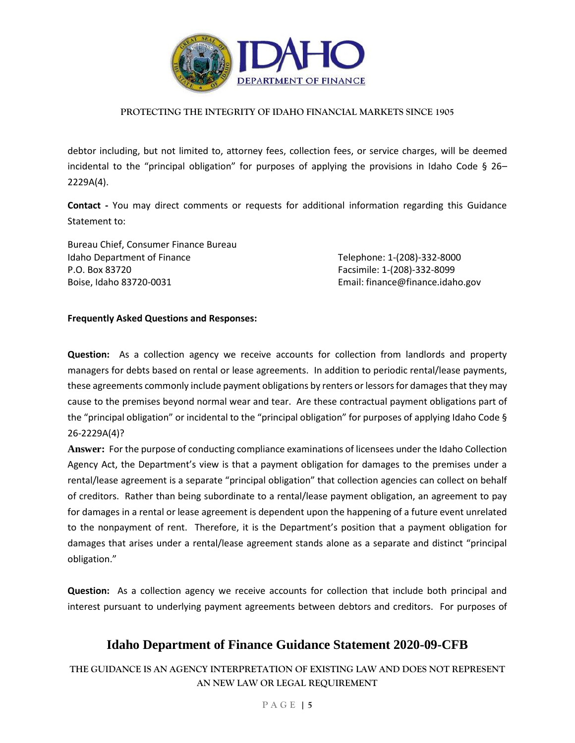debtor including, but not limited to, attorney fees, collection fees, or service charges, will be deemed incidental to the "principal obligation" for purposes of applying the provisions in Idaho Code § 26–2229A(4).

**Contact -** You may direct comments or requests for additional information regarding this Guidance Statement to:

Bureau Chief, Consumer Finance Bureau
Idaho Department of Finance
P.O. Box 83720
Boise, Idaho 83720-0031

Telephone: 1-(208)-332-8000
Facsimile: 1-(208)-332-8099
Email: finance@finance.idaho.gov

**Frequently Asked Questions and Responses:**

**Question:** As a collection agency we receive accounts for collection from landlords and property managers for debts based on rental or lease agreements. In addition to periodic rental/lease payments, these agreements commonly include payment obligations by renters or lessors for damages that they may cause to the premises beyond normal wear and tear. Are these contractual payment obligations part of the "principal obligation" or incidental to the "principal obligation" for purposes of applying Idaho Code § 26-2229A(4)?

**Answer:** For the purpose of conducting compliance examinations of licensees under the Idaho Collection Agency Act, the Department's view is that a payment obligation for damages to the premises under a rental/lease agreement is a separate "principal obligation" that collection agencies can collect on behalf of creditors. Rather than being subordinate to a rental/lease payment obligation, an agreement to pay for damages in a rental or lease agreement is dependent upon the happening of a future event unrelated to the nonpayment of rent. Therefore, it is the Department's position that a payment obligation for damages that arises under a rental/lease agreement stands alone as a separate and distinct "principal obligation."

**Question:** As a collection agency we receive accounts for collection that include both principal and interest pursuant to underlying payment agreements between debtors and creditors. For purposes of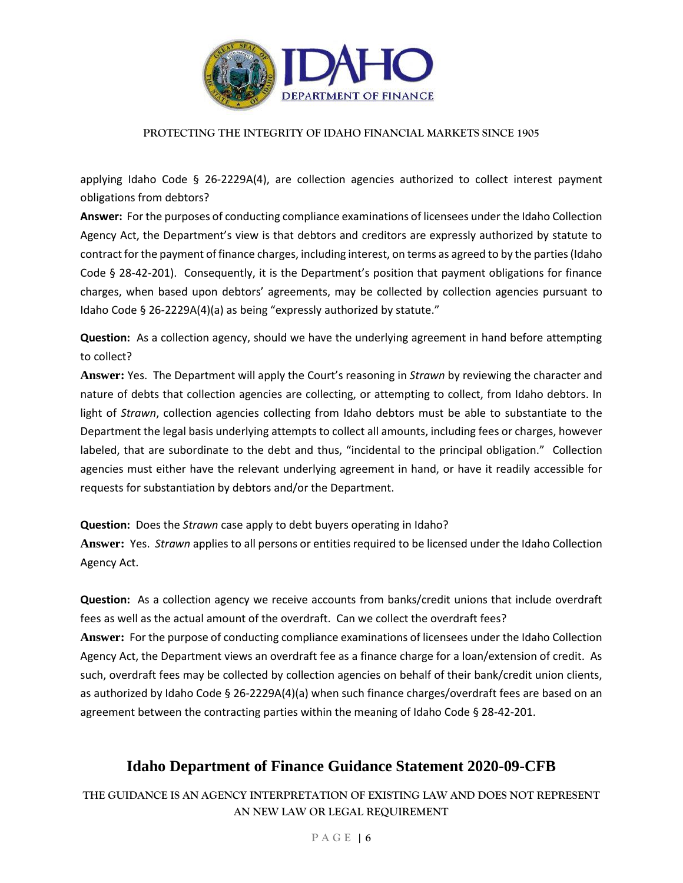applying Idaho Code § 26-2229A(4), are collection agencies authorized to collect interest payment obligations from debtors?

**Answer:** For the purposes of conducting compliance examinations of licensees under the Idaho Collection Agency Act, the Department's view is that debtors and creditors are expressly authorized by statute to contract for the payment of finance charges, including interest, on terms as agreed to by the parties (Idaho Code § 28-42-201). Consequently, it is the Department's position that payment obligations for finance charges, when based upon debtors' agreements, may be collected by collection agencies pursuant to Idaho Code § 26-2229A(4)(a) as being "expressly authorized by statute."

**Question:** As a collection agency, should we have the underlying agreement in hand before attempting to collect?

**Answer:** Yes. The Department will apply the Court's reasoning in *Strawn* by reviewing the character and nature of debts that collection agencies are collecting, or attempting to collect, from Idaho debtors. In light of *Strawn*, collection agencies collecting from Idaho debtors must be able to substantiate to the Department the legal basis underlying attempts to collect all amounts, including fees or charges, however labeled, that are subordinate to the debt and thus, "incidental to the principal obligation." Collection agencies must either have the relevant underlying agreement in hand, or have it readily accessible for requests for substantiation by debtors and/or the Department.

**Question:** Does the *Strawn* case apply to debt buyers operating in Idaho?

**Answer:** Yes. *Strawn* applies to all persons or entities required to be licensed under the Idaho Collection Agency Act.

**Question:** As a collection agency we receive accounts from banks/credit unions that include overdraft fees as well as the actual amount of the overdraft. Can we collect the overdraft fees?

**Answer:** For the purpose of conducting compliance examinations of licensees under the Idaho Collection Agency Act, the Department views an overdraft fee as a finance charge for a loan/extension of credit. As such, overdraft fees may be collected by collection agencies on behalf of their bank/credit union clients, as authorized by Idaho Code § 26-2229A(4)(a) when such finance charges/overdraft fees are based on an agreement between the contracting parties within the meaning of Idaho Code § 28-42-201.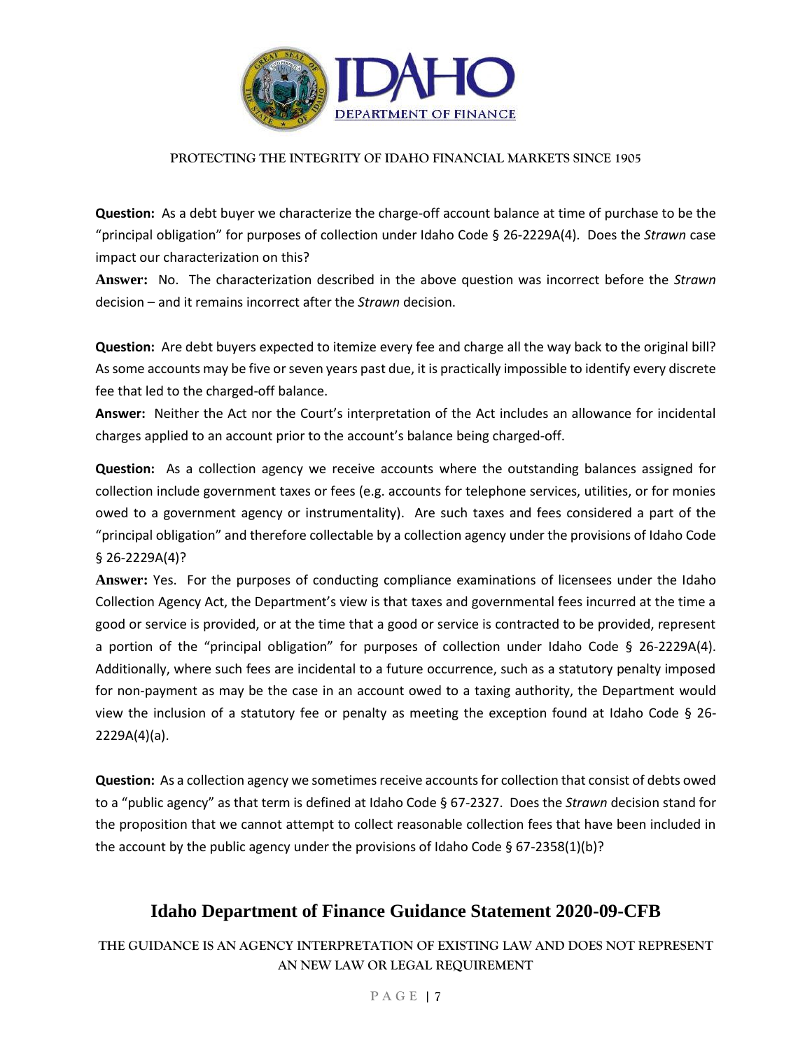**Question:** As a debt buyer we characterize the charge-off account balance at time of purchase to be the "principal obligation" for purposes of collection under Idaho Code § 26-2229A(4). Does the *Strawn* case impact our characterization on this?

**Answer:** No. The characterization described in the above question was incorrect before the *Strawn* decision – and it remains incorrect after the *Strawn* decision.

**Question:** Are debt buyers expected to itemize every fee and charge all the way back to the original bill? As some accounts may be five or seven years past due, it is practically impossible to identify every discrete fee that led to the charged-off balance.

**Answer:** Neither the Act nor the Court's interpretation of the Act includes an allowance for incidental charges applied to an account prior to the account's balance being charged-off.

**Question:** As a collection agency we receive accounts where the outstanding balances assigned for collection include government taxes or fees (e.g. accounts for telephone services, utilities, or for monies owed to a government agency or instrumentality). Are such taxes and fees considered a part of the "principal obligation" and therefore collectable by a collection agency under the provisions of Idaho Code § 26-2229A(4)?

**Answer:** Yes. For the purposes of conducting compliance examinations of licensees under the Idaho Collection Agency Act, the Department's view is that taxes and governmental fees incurred at the time a good or service is provided, or at the time that a good or service is contracted to be provided, represent a portion of the "principal obligation" for purposes of collection under Idaho Code § 26-2229A(4). Additionally, where such fees are incidental to a future occurrence, such as a statutory penalty imposed for non-payment as may be the case in an account owed to a taxing authority, the Department would view the inclusion of a statutory fee or penalty as meeting the exception found at Idaho Code § 26-2229A(4)(a).

**Question:** As a collection agency we sometimes receive accounts for collection that consist of debts owed to a "public agency" as that term is defined at Idaho Code § 67-2327. Does the *Strawn* decision stand for the proposition that we cannot attempt to collect reasonable collection fees that have been included in the account by the public agency under the provisions of Idaho Code § 67-2358(1)(b)?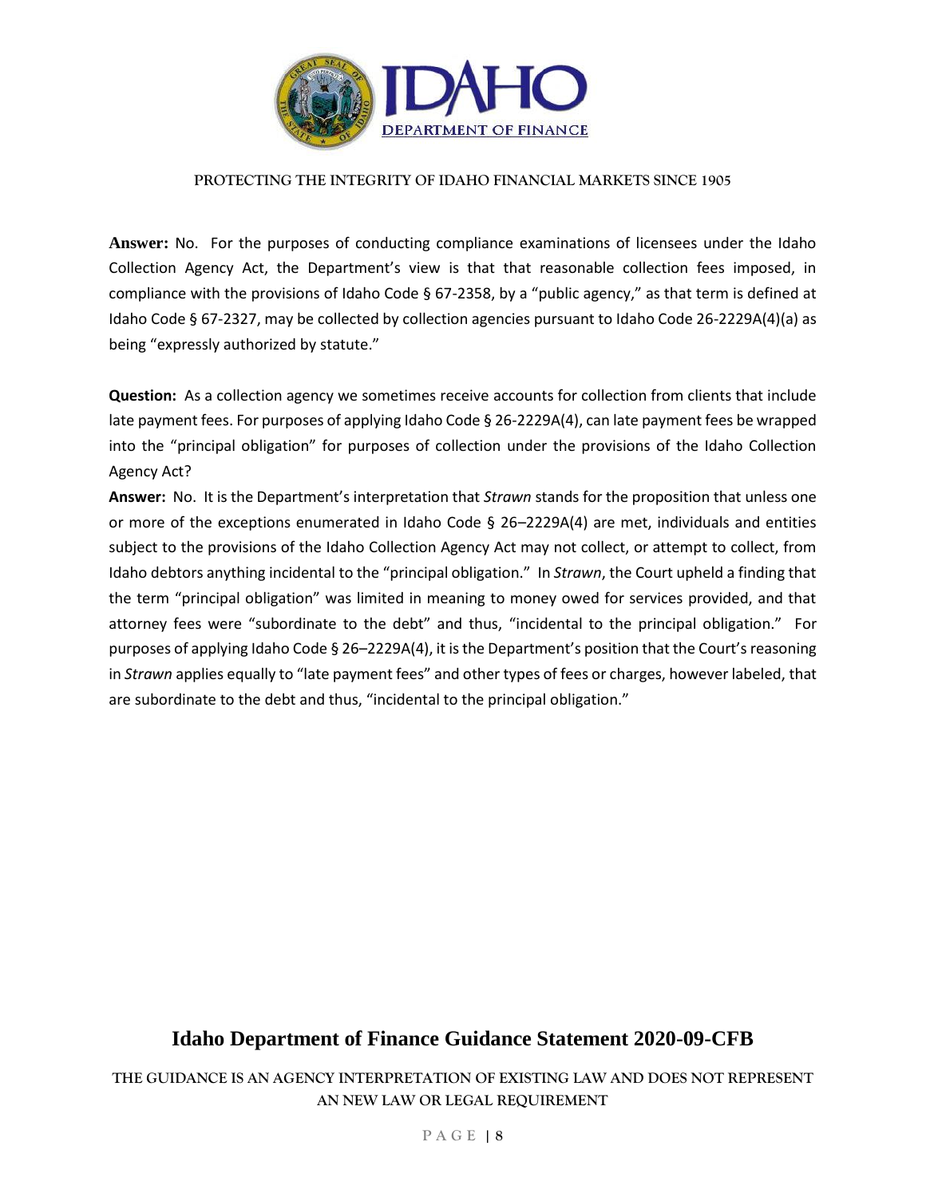**Answer:** No. For the purposes of conducting compliance examinations of licensees under the Idaho Collection Agency Act, the Department's view is that that reasonable collection fees imposed, in compliance with the provisions of Idaho Code § 67-2358, by a "public agency," as that term is defined at Idaho Code § 67-2327, may be collected by collection agencies pursuant to Idaho Code 26-2229A(4)(a) as being "expressly authorized by statute."

**Question:** As a collection agency we sometimes receive accounts for collection from clients that include late payment fees. For purposes of applying Idaho Code § 26-2229A(4), can late payment fees be wrapped into the "principal obligation" for purposes of collection under the provisions of the Idaho Collection Agency Act?

**Answer:** No. It is the Department's interpretation that *Strawn* stands for the proposition that unless one or more of the exceptions enumerated in Idaho Code § 26–2229A(4) are met, individuals and entities subject to the provisions of the Idaho Collection Agency Act may not collect, or attempt to collect, from Idaho debtors anything incidental to the "principal obligation." In *Strawn*, the Court upheld a finding that the term "principal obligation" was limited in meaning to money owed for services provided, and that attorney fees were "subordinate to the debt" and thus, "incidental to the principal obligation." For purposes of applying Idaho Code § 26–2229A(4), it is the Department's position that the Court's reasoning in *Strawn* applies equally to "late payment fees" and other types of fees or charges, however labeled, that are subordinate to the debt and thus, "incidental to the principal obligation."